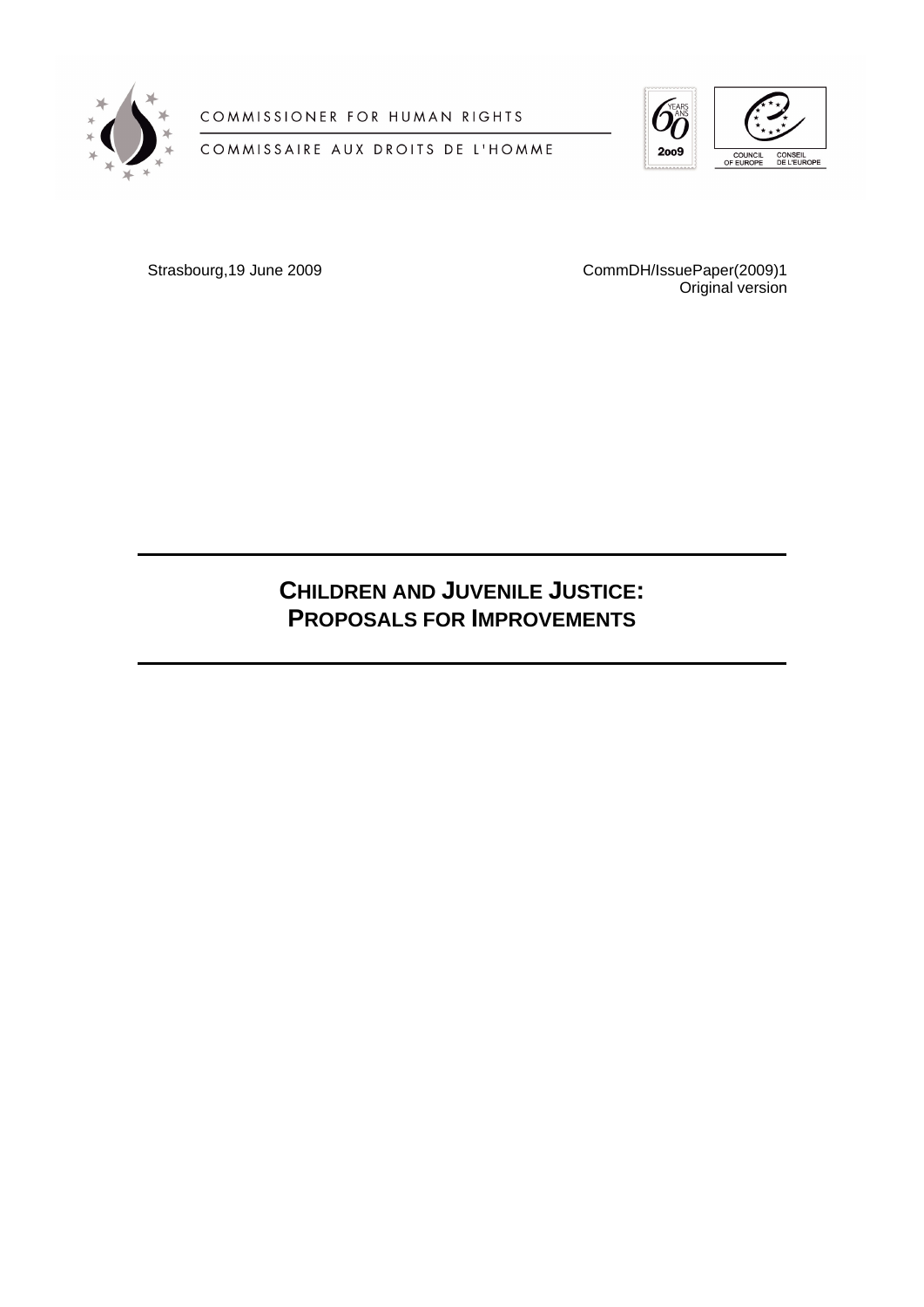COMMISSIONER FOR HUMAN RIGHTS

COMMISSAIRE AUX DROITS DE L'HOMME

Strasbourg,19 June 2009

CommDH/IssuePaper(2009)1
Original version

# CHILDREN AND JUVENILE JUSTICE: PROPOSALS FOR IMPROVEMENTS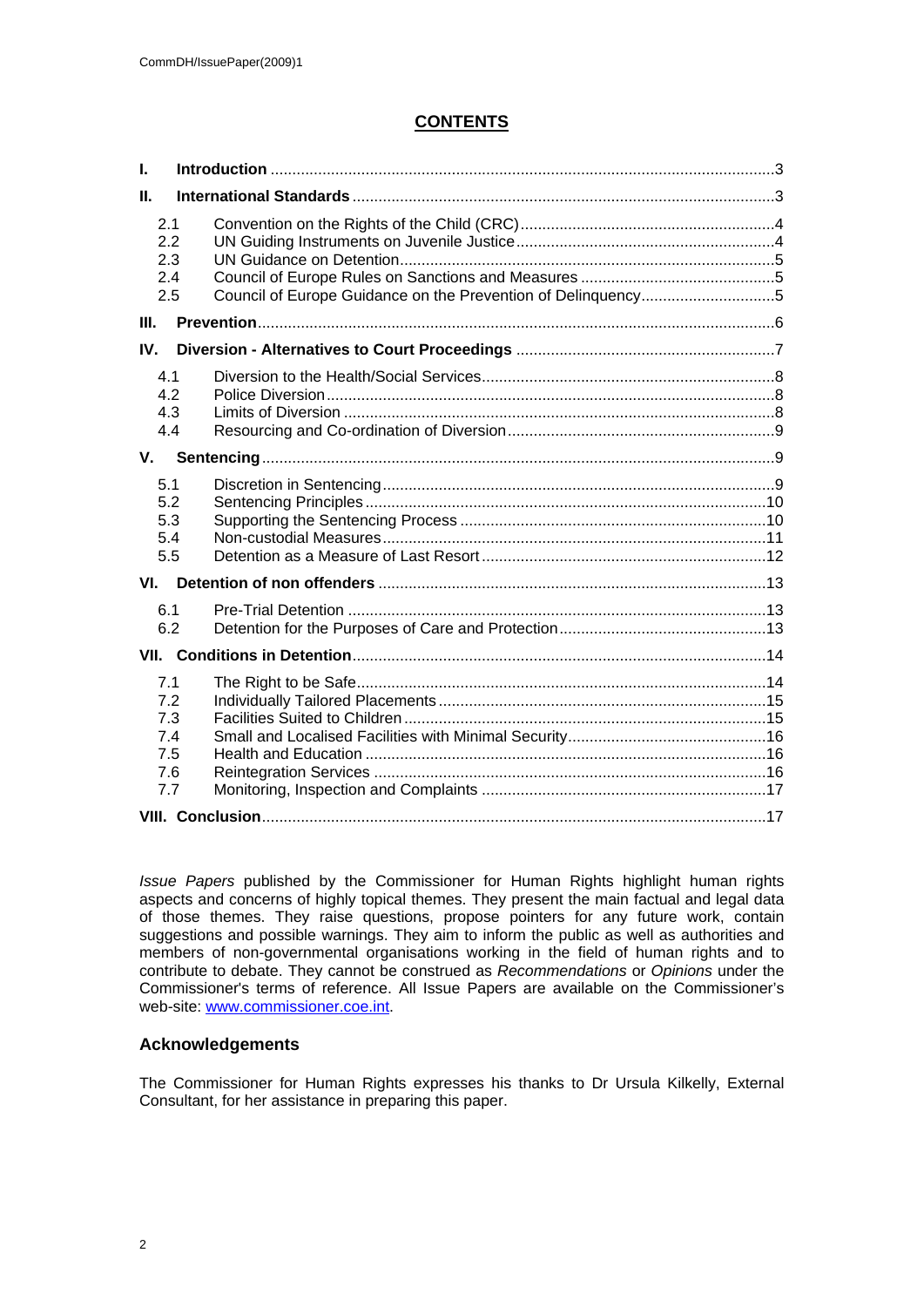## CONTENTS

| | | |
|---|---|---|
| **I.** | **Introduction** | 3 |
| **II.** | **International Standards** | 3 |
| 2.1 | Convention on the Rights of the Child (CRC) | 4 |
| 2.2 | UN Guiding Instruments on Juvenile Justice | 4 |
| 2.3 | UN Guidance on Detention | 5 |
| 2.4 | Council of Europe Rules on Sanctions and Measures | 5 |
| 2.5 | Council of Europe Guidance on the Prevention of Delinquency | 5 |
| **III.** | **Prevention** | 6 |
| **IV.** | **Diversion - Alternatives to Court Proceedings** | 7 |
| 4.1 | Diversion to the Health/Social Services | 8 |
| 4.2 | Police Diversion | 8 |
| 4.3 | Limits of Diversion | 8 |
| 4.4 | Resourcing and Co-ordination of Diversion | 9 |
| **V.** | **Sentencing** | 9 |
| 5.1 | Discretion in Sentencing | 9 |
| 5.2 | Sentencing Principles | 10 |
| 5.3 | Supporting the Sentencing Process | 10 |
| 5.4 | Non-custodial Measures | 11 |
| 5.5 | Detention as a Measure of Last Resort | 12 |
| **VI.** | **Detention of non offenders** | 13 |
| 6.1 | Pre-Trial Detention | 13 |
| 6.2 | Detention for the Purposes of Care and Protection | 13 |
| **VII.** | **Conditions in Detention** | 14 |
| 7.1 | The Right to be Safe | 14 |
| 7.2 | Individually Tailored Placements | 15 |
| 7.3 | Facilities Suited to Children | 15 |
| 7.4 | Small and Localised Facilities with Minimal Security | 16 |
| 7.5 | Health and Education | 16 |
| 7.6 | Reintegration Services | 16 |
| 7.7 | Monitoring, Inspection and Complaints | 17 |
| **VIII.** | **Conclusion** | 17 |

*Issue Papers* published by the Commissioner for Human Rights highlight human rights aspects and concerns of highly topical themes. They present the main factual and legal data of those themes. They raise questions, propose pointers for any future work, contain suggestions and possible warnings. They aim to inform the public as well as authorities and members of non-governmental organisations working in the field of human rights and to contribute to debate. They cannot be construed as *Recommendations* or *Opinions* under the Commissioner's terms of reference. All Issue Papers are available on the Commissioner's web-site: www.commissioner.coe.int.

### Acknowledgements

The Commissioner for Human Rights expresses his thanks to Dr Ursula Kilkelly, External Consultant, for her assistance in preparing this paper.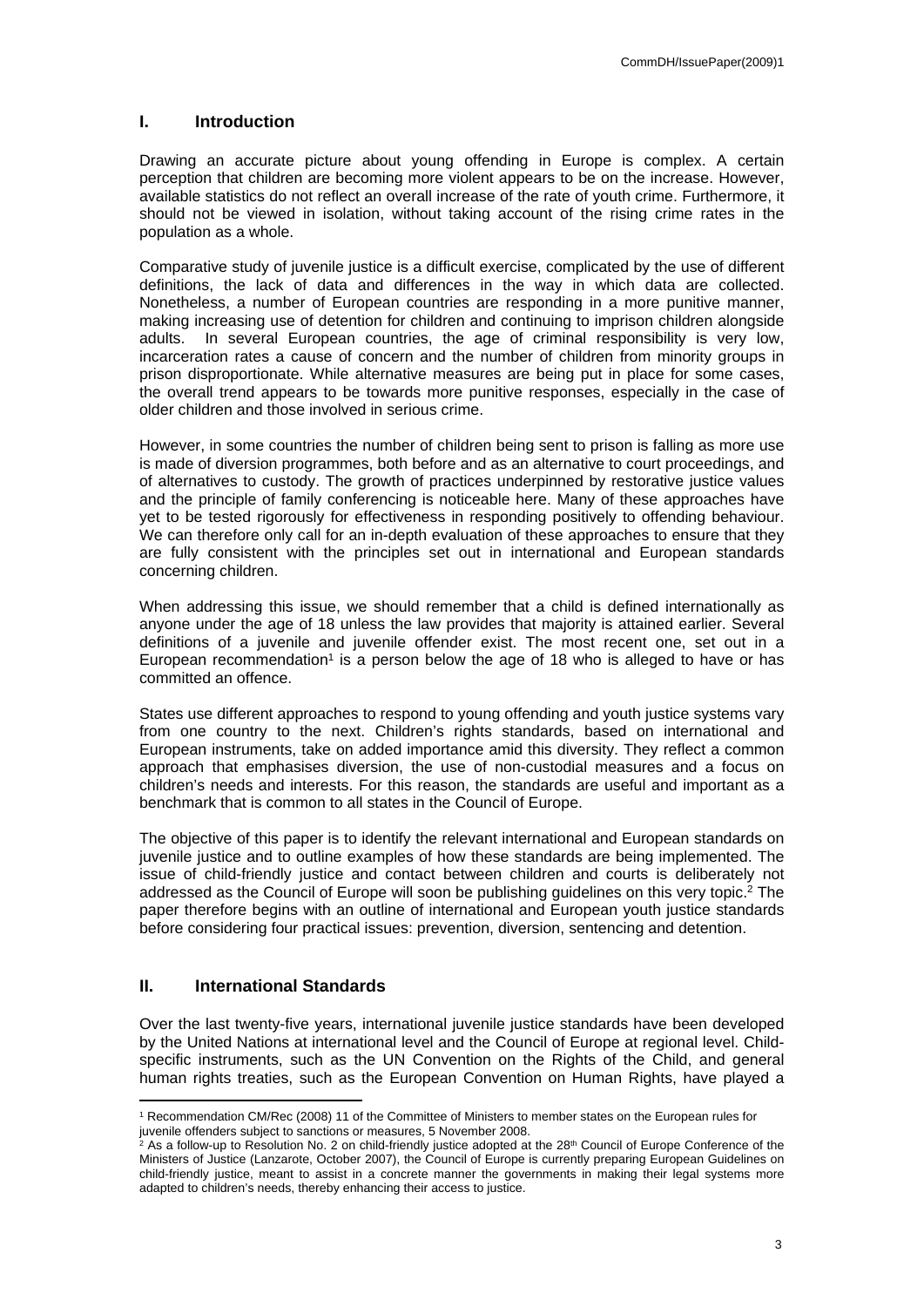## I. Introduction

Drawing an accurate picture about young offending in Europe is complex. A certain perception that children are becoming more violent appears to be on the increase. However, available statistics do not reflect an overall increase of the rate of youth crime. Furthermore, it should not be viewed in isolation, without taking account of the rising crime rates in the population as a whole.

Comparative study of juvenile justice is a difficult exercise, complicated by the use of different definitions, the lack of data and differences in the way in which data are collected. Nonetheless, a number of European countries are responding in a more punitive manner, making increasing use of detention for children and continuing to imprison children alongside adults. In several European countries, the age of criminal responsibility is very low, incarceration rates a cause of concern and the number of children from minority groups in prison disproportionate. While alternative measures are being put in place for some cases, the overall trend appears to be towards more punitive responses, especially in the case of older children and those involved in serious crime.

However, in some countries the number of children being sent to prison is falling as more use is made of diversion programmes, both before and as an alternative to court proceedings, and of alternatives to custody. The growth of practices underpinned by restorative justice values and the principle of family conferencing is noticeable here. Many of these approaches have yet to be tested rigorously for effectiveness in responding positively to offending behaviour. We can therefore only call for an in-depth evaluation of these approaches to ensure that they are fully consistent with the principles set out in international and European standards concerning children.

When addressing this issue, we should remember that a child is defined internationally as anyone under the age of 18 unless the law provides that majority is attained earlier. Several definitions of a juvenile and juvenile offender exist. The most recent one, set out in a European recommendation[1] is a person below the age of 18 who is alleged to have or has committed an offence.

States use different approaches to respond to young offending and youth justice systems vary from one country to the next. Children's rights standards, based on international and European instruments, take on added importance amid this diversity. They reflect a common approach that emphasises diversion, the use of non-custodial measures and a focus on children's needs and interests. For this reason, the standards are useful and important as a benchmark that is common to all states in the Council of Europe.

The objective of this paper is to identify the relevant international and European standards on juvenile justice and to outline examples of how these standards are being implemented. The issue of child-friendly justice and contact between children and courts is deliberately not addressed as the Council of Europe will soon be publishing guidelines on this very topic.[2] The paper therefore begins with an outline of international and European youth justice standards before considering four practical issues: prevention, diversion, sentencing and detention.

## II. International Standards

Over the last twenty-five years, international juvenile justice standards have been developed by the United Nations at international level and the Council of Europe at regional level. Child-specific instruments, such as the UN Convention on the Rights of the Child, and general human rights treaties, such as the European Convention on Human Rights, have played a

[1] Recommendation CM/Rec (2008) 11 of the Committee of Ministers to member states on the European rules for juvenile offenders subject to sanctions or measures, 5 November 2008.

[2] As a follow-up to Resolution No. 2 on child-friendly justice adopted at the 28th Council of Europe Conference of the Ministers of Justice (Lanzarote, October 2007), the Council of Europe is currently preparing European Guidelines on child-friendly justice, meant to assist in a concrete manner the governments in making their legal systems more adapted to children's needs, thereby enhancing their access to justice.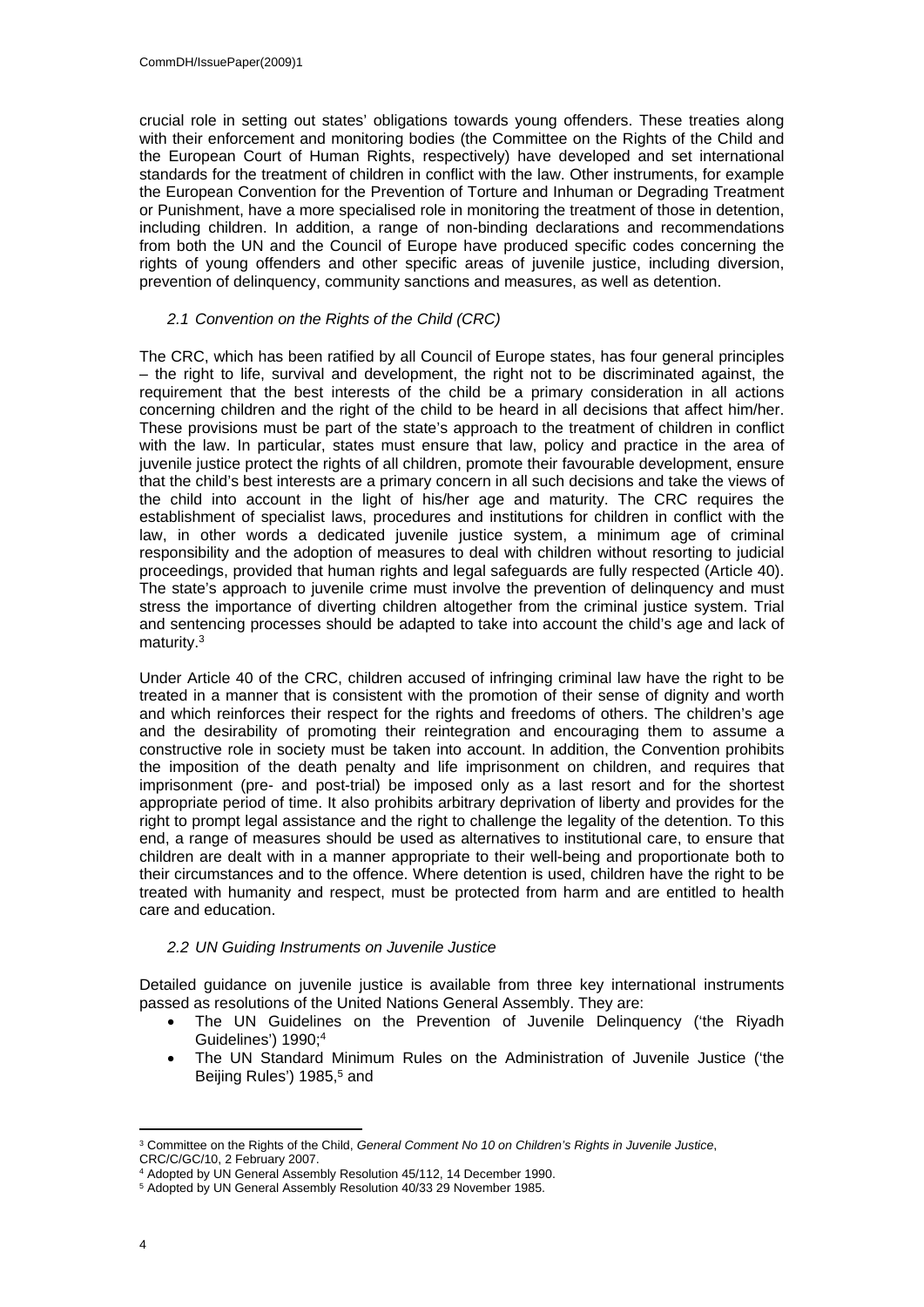crucial role in setting out states' obligations towards young offenders. These treaties along with their enforcement and monitoring bodies (the Committee on the Rights of the Child and the European Court of Human Rights, respectively) have developed and set international standards for the treatment of children in conflict with the law. Other instruments, for example the European Convention for the Prevention of Torture and Inhuman or Degrading Treatment or Punishment, have a more specialised role in monitoring the treatment of those in detention, including children. In addition, a range of non-binding declarations and recommendations from both the UN and the Council of Europe have produced specific codes concerning the rights of young offenders and other specific areas of juvenile justice, including diversion, prevention of delinquency, community sanctions and measures, as well as detention.

### *2.1 Convention on the Rights of the Child (CRC)*

The CRC, which has been ratified by all Council of Europe states, has four general principles – the right to life, survival and development, the right not to be discriminated against, the requirement that the best interests of the child be a primary consideration in all actions concerning children and the right of the child to be heard in all decisions that affect him/her. These provisions must be part of the state's approach to the treatment of children in conflict with the law. In particular, states must ensure that law, policy and practice in the area of juvenile justice protect the rights of all children, promote their favourable development, ensure that the child's best interests are a primary concern in all such decisions and take the views of the child into account in the light of his/her age and maturity. The CRC requires the establishment of specialist laws, procedures and institutions for children in conflict with the law, in other words a dedicated juvenile justice system, a minimum age of criminal responsibility and the adoption of measures to deal with children without resorting to judicial proceedings, provided that human rights and legal safeguards are fully respected (Article 40). The state's approach to juvenile crime must involve the prevention of delinquency and must stress the importance of diverting children altogether from the criminal justice system. Trial and sentencing processes should be adapted to take into account the child's age and lack of maturity.[3]

Under Article 40 of the CRC, children accused of infringing criminal law have the right to be treated in a manner that is consistent with the promotion of their sense of dignity and worth and which reinforces their respect for the rights and freedoms of others. The children's age and the desirability of promoting their reintegration and encouraging them to assume a constructive role in society must be taken into account. In addition, the Convention prohibits the imposition of the death penalty and life imprisonment on children, and requires that imprisonment (pre- and post-trial) be imposed only as a last resort and for the shortest appropriate period of time. It also prohibits arbitrary deprivation of liberty and provides for the right to prompt legal assistance and the right to challenge the legality of the detention. To this end, a range of measures should be used as alternatives to institutional care, to ensure that children are dealt with in a manner appropriate to their well-being and proportionate both to their circumstances and to the offence. Where detention is used, children have the right to be treated with humanity and respect, must be protected from harm and are entitled to health care and education.

### *2.2 UN Guiding Instruments on Juvenile Justice*

Detailed guidance on juvenile justice is available from three key international instruments passed as resolutions of the United Nations General Assembly. They are:

- The UN Guidelines on the Prevention of Juvenile Delinquency ('the Riyadh Guidelines') 1990;[4]
- The UN Standard Minimum Rules on the Administration of Juvenile Justice ('the Beijing Rules') 1985,[5] and

---

[3] Committee on the Rights of the Child, *General Comment No 10 on Children's Rights in Juvenile Justice*, CRC/C/GC/10, 2 February 2007.

[4] Adopted by UN General Assembly Resolution 45/112, 14 December 1990.

[5] Adopted by UN General Assembly Resolution 40/33 29 November 1985.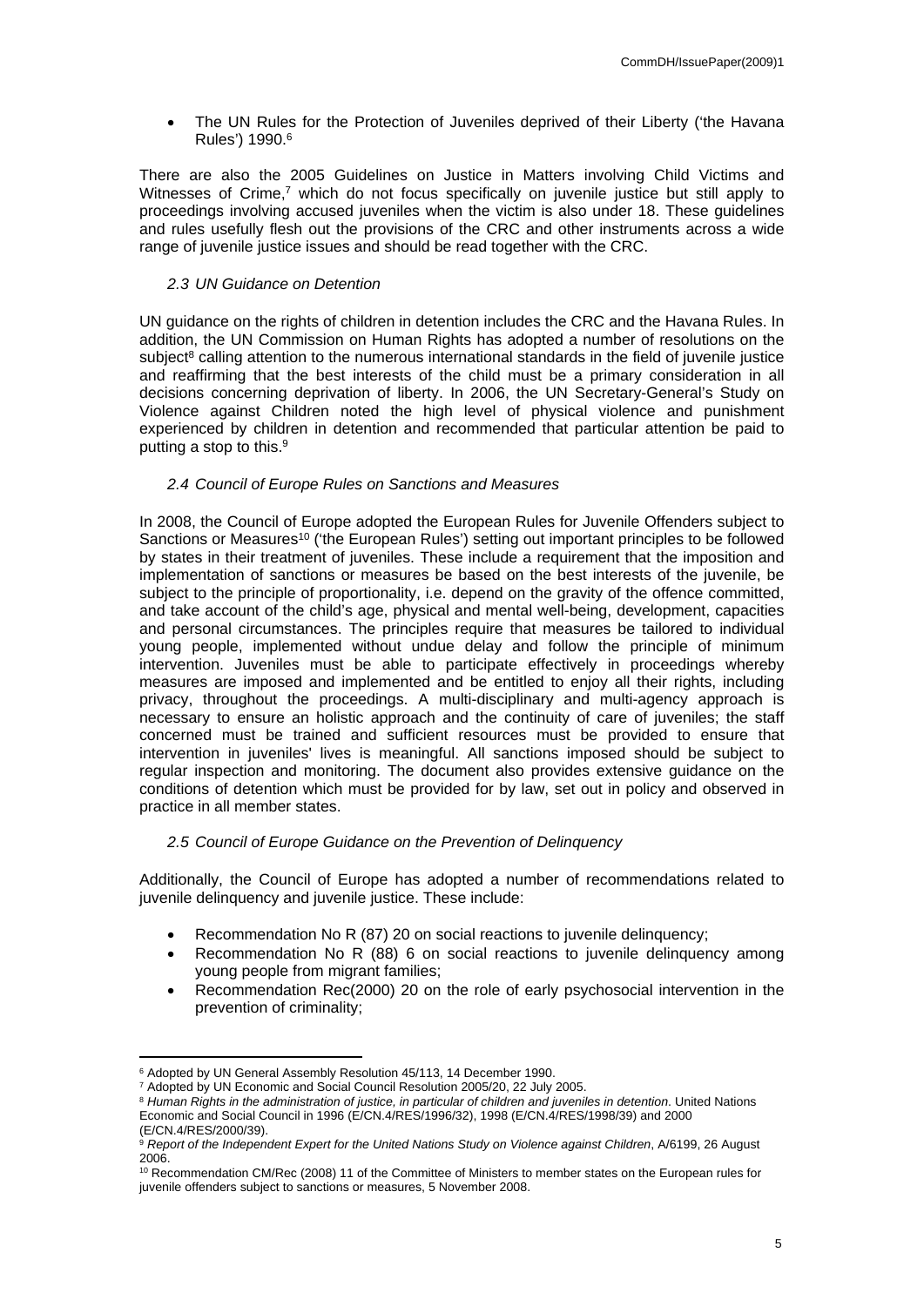- The UN Rules for the Protection of Juveniles deprived of their Liberty ('the Havana Rules') 1990.[6]

There are also the 2005 Guidelines on Justice in Matters involving Child Victims and Witnesses of Crime,[7] which do not focus specifically on juvenile justice but still apply to proceedings involving accused juveniles when the victim is also under 18. These guidelines and rules usefully flesh out the provisions of the CRC and other instruments across a wide range of juvenile justice issues and should be read together with the CRC.

### *2.3 UN Guidance on Detention*

UN guidance on the rights of children in detention includes the CRC and the Havana Rules. In addition, the UN Commission on Human Rights has adopted a number of resolutions on the subject[8] calling attention to the numerous international standards in the field of juvenile justice and reaffirming that the best interests of the child must be a primary consideration in all decisions concerning deprivation of liberty. In 2006, the UN Secretary-General's Study on Violence against Children noted the high level of physical violence and punishment experienced by children in detention and recommended that particular attention be paid to putting a stop to this.[9]

### *2.4 Council of Europe Rules on Sanctions and Measures*

In 2008, the Council of Europe adopted the European Rules for Juvenile Offenders subject to Sanctions or Measures[10] ('the European Rules') setting out important principles to be followed by states in their treatment of juveniles. These include a requirement that the imposition and implementation of sanctions or measures be based on the best interests of the juvenile, be subject to the principle of proportionality, i.e. depend on the gravity of the offence committed, and take account of the child's age, physical and mental well-being, development, capacities and personal circumstances. The principles require that measures be tailored to individual young people, implemented without undue delay and follow the principle of minimum intervention. Juveniles must be able to participate effectively in proceedings whereby measures are imposed and implemented and be entitled to enjoy all their rights, including privacy, throughout the proceedings. A multi-disciplinary and multi-agency approach is necessary to ensure an holistic approach and the continuity of care of juveniles; the staff concerned must be trained and sufficient resources must be provided to ensure that intervention in juveniles' lives is meaningful. All sanctions imposed should be subject to regular inspection and monitoring. The document also provides extensive guidance on the conditions of detention which must be provided for by law, set out in policy and observed in practice in all member states.

### *2.5 Council of Europe Guidance on the Prevention of Delinquency*

Additionally, the Council of Europe has adopted a number of recommendations related to juvenile delinquency and juvenile justice. These include:

- Recommendation No R (87) 20 on social reactions to juvenile delinquency;
- Recommendation No R (88) 6 on social reactions to juvenile delinquency among young people from migrant families;
- Recommendation Rec(2000) 20 on the role of early psychosocial intervention in the prevention of criminality;

---

[6] Adopted by UN General Assembly Resolution 45/113, 14 December 1990.

[7] Adopted by UN Economic and Social Council Resolution 2005/20, 22 July 2005.

[8] *Human Rights in the administration of justice, in particular of children and juveniles in detention*. United Nations Economic and Social Council in 1996 (E/CN.4/RES/1996/32), 1998 (E/CN.4/RES/1998/39) and 2000 (E/CN.4/RES/2000/39).

[9] *Report of the Independent Expert for the United Nations Study on Violence against Children*, A/6199, 26 August 2006.

[10] Recommendation CM/Rec (2008) 11 of the Committee of Ministers to member states on the European rules for juvenile offenders subject to sanctions or measures, 5 November 2008.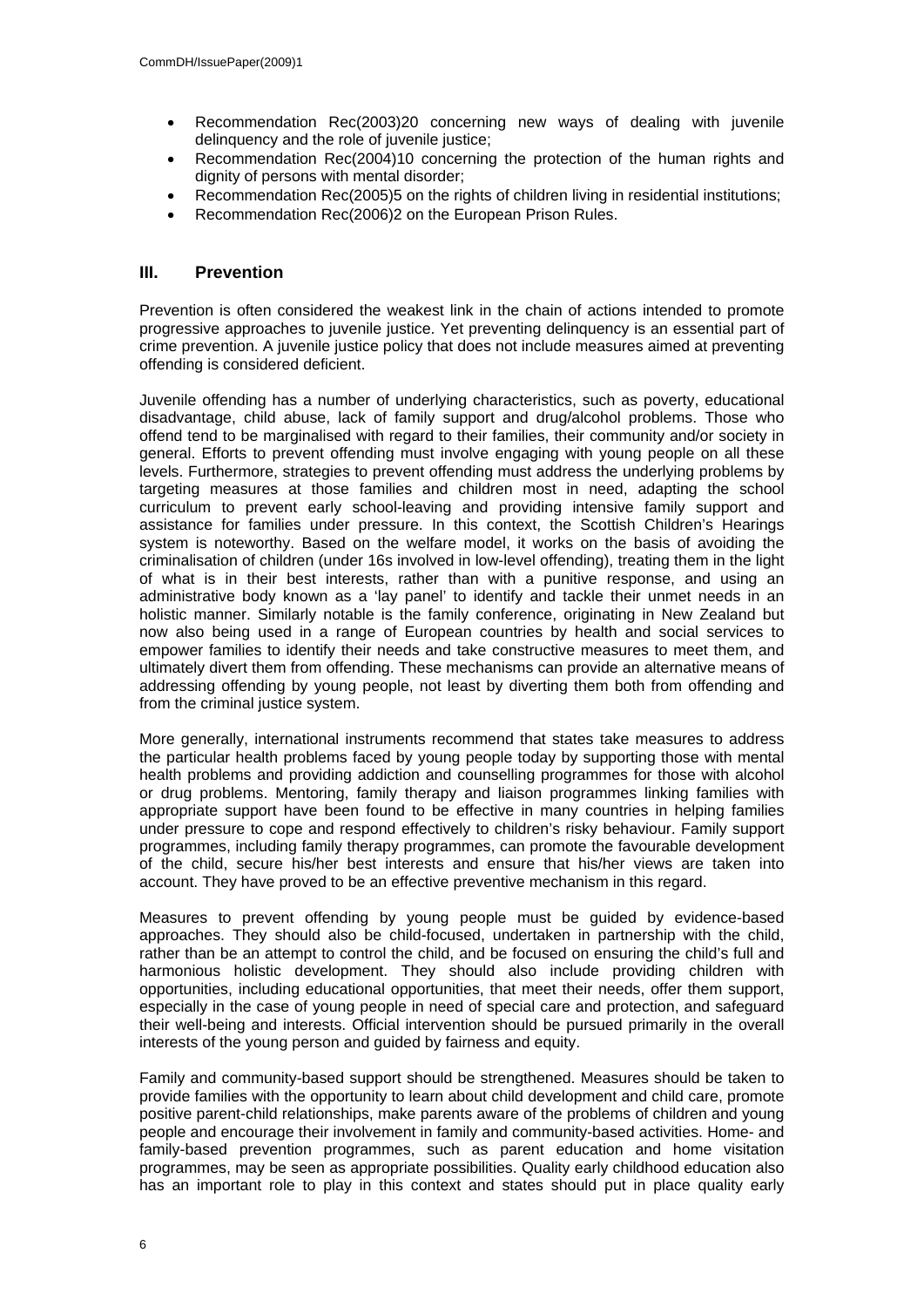- Recommendation Rec(2003)20 concerning new ways of dealing with juvenile delinquency and the role of juvenile justice;
- Recommendation Rec(2004)10 concerning the protection of the human rights and dignity of persons with mental disorder;
- Recommendation Rec(2005)5 on the rights of children living in residential institutions;
- Recommendation Rec(2006)2 on the European Prison Rules.

## III. Prevention

Prevention is often considered the weakest link in the chain of actions intended to promote progressive approaches to juvenile justice. Yet preventing delinquency is an essential part of crime prevention. A juvenile justice policy that does not include measures aimed at preventing offending is considered deficient.

Juvenile offending has a number of underlying characteristics, such as poverty, educational disadvantage, child abuse, lack of family support and drug/alcohol problems. Those who offend tend to be marginalised with regard to their families, their community and/or society in general. Efforts to prevent offending must involve engaging with young people on all these levels. Furthermore, strategies to prevent offending must address the underlying problems by targeting measures at those families and children most in need, adapting the school curriculum to prevent early school-leaving and providing intensive family support and assistance for families under pressure. In this context, the Scottish Children's Hearings system is noteworthy. Based on the welfare model, it works on the basis of avoiding the criminalisation of children (under 16s involved in low-level offending), treating them in the light of what is in their best interests, rather than with a punitive response, and using an administrative body known as a 'lay panel' to identify and tackle their unmet needs in an holistic manner. Similarly notable is the family conference, originating in New Zealand but now also being used in a range of European countries by health and social services to empower families to identify their needs and take constructive measures to meet them, and ultimately divert them from offending. These mechanisms can provide an alternative means of addressing offending by young people, not least by diverting them both from offending and from the criminal justice system.

More generally, international instruments recommend that states take measures to address the particular health problems faced by young people today by supporting those with mental health problems and providing addiction and counselling programmes for those with alcohol or drug problems. Mentoring, family therapy and liaison programmes linking families with appropriate support have been found to be effective in many countries in helping families under pressure to cope and respond effectively to children's risky behaviour. Family support programmes, including family therapy programmes, can promote the favourable development of the child, secure his/her best interests and ensure that his/her views are taken into account. They have proved to be an effective preventive mechanism in this regard.

Measures to prevent offending by young people must be guided by evidence-based approaches. They should also be child-focused, undertaken in partnership with the child, rather than be an attempt to control the child, and be focused on ensuring the child's full and harmonious holistic development. They should also include providing children with opportunities, including educational opportunities, that meet their needs, offer them support, especially in the case of young people in need of special care and protection, and safeguard their well-being and interests. Official intervention should be pursued primarily in the overall interests of the young person and guided by fairness and equity.

Family and community-based support should be strengthened. Measures should be taken to provide families with the opportunity to learn about child development and child care, promote positive parent-child relationships, make parents aware of the problems of children and young people and encourage their involvement in family and community-based activities. Home- and family-based prevention programmes, such as parent education and home visitation programmes, may be seen as appropriate possibilities. Quality early childhood education also has an important role to play in this context and states should put in place quality early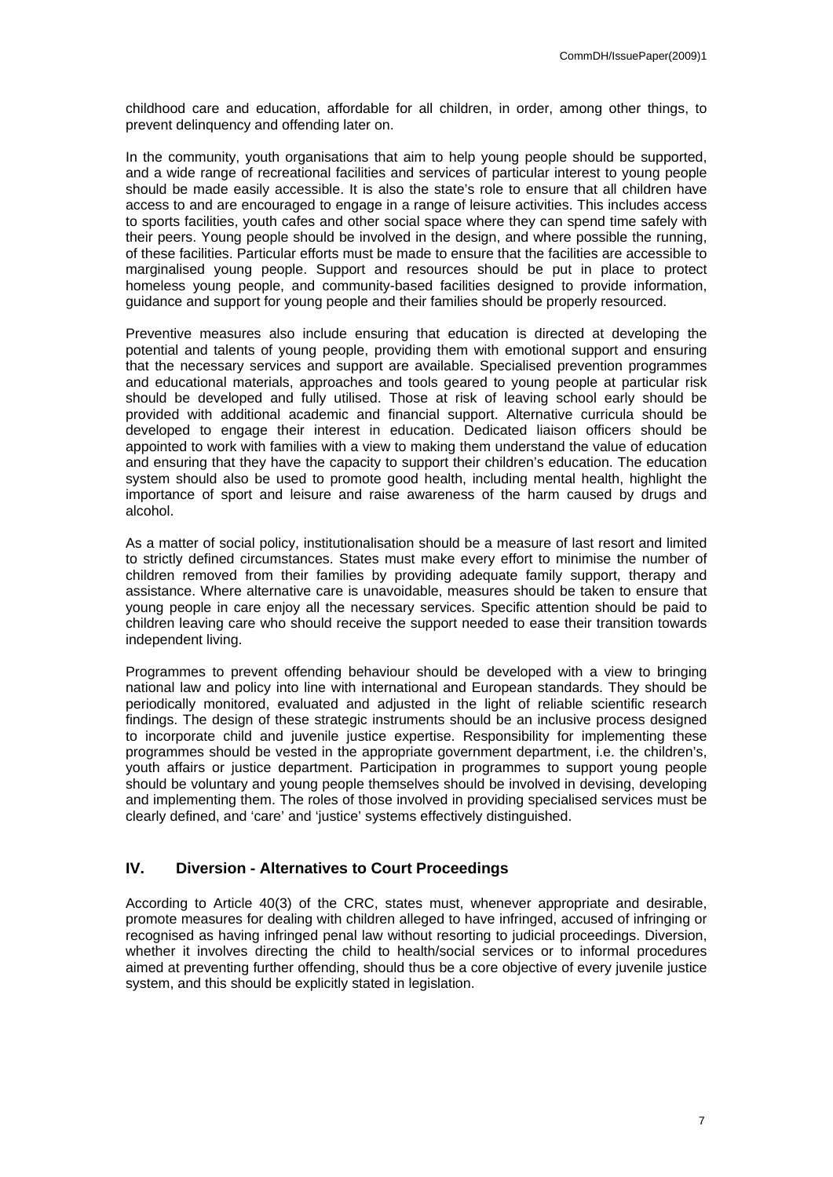childhood care and education, affordable for all children, in order, among other things, to prevent delinquency and offending later on.

In the community, youth organisations that aim to help young people should be supported, and a wide range of recreational facilities and services of particular interest to young people should be made easily accessible. It is also the state's role to ensure that all children have access to and are encouraged to engage in a range of leisure activities. This includes access to sports facilities, youth cafes and other social space where they can spend time safely with their peers. Young people should be involved in the design, and where possible the running, of these facilities. Particular efforts must be made to ensure that the facilities are accessible to marginalised young people. Support and resources should be put in place to protect homeless young people, and community-based facilities designed to provide information, guidance and support for young people and their families should be properly resourced.

Preventive measures also include ensuring that education is directed at developing the potential and talents of young people, providing them with emotional support and ensuring that the necessary services and support are available. Specialised prevention programmes and educational materials, approaches and tools geared to young people at particular risk should be developed and fully utilised. Those at risk of leaving school early should be provided with additional academic and financial support. Alternative curricula should be developed to engage their interest in education. Dedicated liaison officers should be appointed to work with families with a view to making them understand the value of education and ensuring that they have the capacity to support their children's education. The education system should also be used to promote good health, including mental health, highlight the importance of sport and leisure and raise awareness of the harm caused by drugs and alcohol.

As a matter of social policy, institutionalisation should be a measure of last resort and limited to strictly defined circumstances. States must make every effort to minimise the number of children removed from their families by providing adequate family support, therapy and assistance. Where alternative care is unavoidable, measures should be taken to ensure that young people in care enjoy all the necessary services. Specific attention should be paid to children leaving care who should receive the support needed to ease their transition towards independent living.

Programmes to prevent offending behaviour should be developed with a view to bringing national law and policy into line with international and European standards. They should be periodically monitored, evaluated and adjusted in the light of reliable scientific research findings. The design of these strategic instruments should be an inclusive process designed to incorporate child and juvenile justice expertise. Responsibility for implementing these programmes should be vested in the appropriate government department, i.e. the children's, youth affairs or justice department. Participation in programmes to support young people should be voluntary and young people themselves should be involved in devising, developing and implementing them. The roles of those involved in providing specialised services must be clearly defined, and 'care' and 'justice' systems effectively distinguished.

## IV. Diversion - Alternatives to Court Proceedings

According to Article 40(3) of the CRC, states must, whenever appropriate and desirable, promote measures for dealing with children alleged to have infringed, accused of infringing or recognised as having infringed penal law without resorting to judicial proceedings. Diversion, whether it involves directing the child to health/social services or to informal procedures aimed at preventing further offending, should thus be a core objective of every juvenile justice system, and this should be explicitly stated in legislation.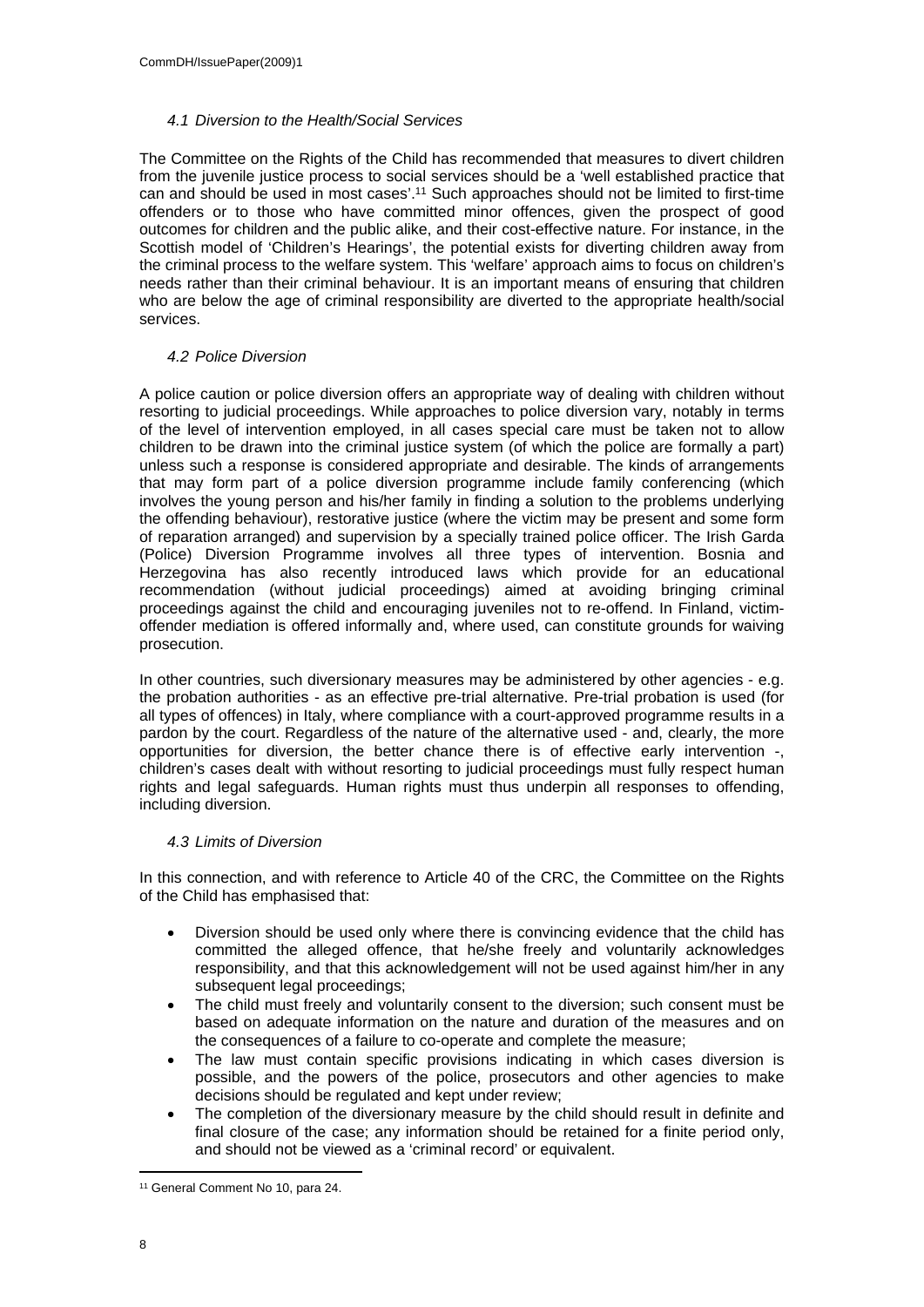### *4.1 Diversion to the Health/Social Services*

The Committee on the Rights of the Child has recommended that measures to divert children from the juvenile justice process to social services should be a 'well established practice that can and should be used in most cases'.[11] Such approaches should not be limited to first-time offenders or to those who have committed minor offences, given the prospect of good outcomes for children and the public alike, and their cost-effective nature. For instance, in the Scottish model of 'Children's Hearings', the potential exists for diverting children away from the criminal process to the welfare system. This 'welfare' approach aims to focus on children's needs rather than their criminal behaviour. It is an important means of ensuring that children who are below the age of criminal responsibility are diverted to the appropriate health/social services.

### *4.2 Police Diversion*

A police caution or police diversion offers an appropriate way of dealing with children without resorting to judicial proceedings. While approaches to police diversion vary, notably in terms of the level of intervention employed, in all cases special care must be taken not to allow children to be drawn into the criminal justice system (of which the police are formally a part) unless such a response is considered appropriate and desirable. The kinds of arrangements that may form part of a police diversion programme include family conferencing (which involves the young person and his/her family in finding a solution to the problems underlying the offending behaviour), restorative justice (where the victim may be present and some form of reparation arranged) and supervision by a specially trained police officer. The Irish Garda (Police) Diversion Programme involves all three types of intervention. Bosnia and Herzegovina has also recently introduced laws which provide for an educational recommendation (without judicial proceedings) aimed at avoiding bringing criminal proceedings against the child and encouraging juveniles not to re-offend. In Finland, victim-offender mediation is offered informally and, where used, can constitute grounds for waiving prosecution.

In other countries, such diversionary measures may be administered by other agencies - e.g. the probation authorities - as an effective pre-trial alternative. Pre-trial probation is used (for all types of offences) in Italy, where compliance with a court-approved programme results in a pardon by the court. Regardless of the nature of the alternative used - and, clearly, the more opportunities for diversion, the better chance there is of effective early intervention -, children's cases dealt with without resorting to judicial proceedings must fully respect human rights and legal safeguards. Human rights must thus underpin all responses to offending, including diversion.

### *4.3 Limits of Diversion*

In this connection, and with reference to Article 40 of the CRC, the Committee on the Rights of the Child has emphasised that:

- Diversion should be used only where there is convincing evidence that the child has committed the alleged offence, that he/she freely and voluntarily acknowledges responsibility, and that this acknowledgement will not be used against him/her in any subsequent legal proceedings;
- The child must freely and voluntarily consent to the diversion; such consent must be based on adequate information on the nature and duration of the measures and on the consequences of a failure to co-operate and complete the measure;
- The law must contain specific provisions indicating in which cases diversion is possible, and the powers of the police, prosecutors and other agencies to make decisions should be regulated and kept under review;
- The completion of the diversionary measure by the child should result in definite and final closure of the case; any information should be retained for a finite period only, and should not be viewed as a 'criminal record' or equivalent.

---

[11] General Comment No 10, para 24.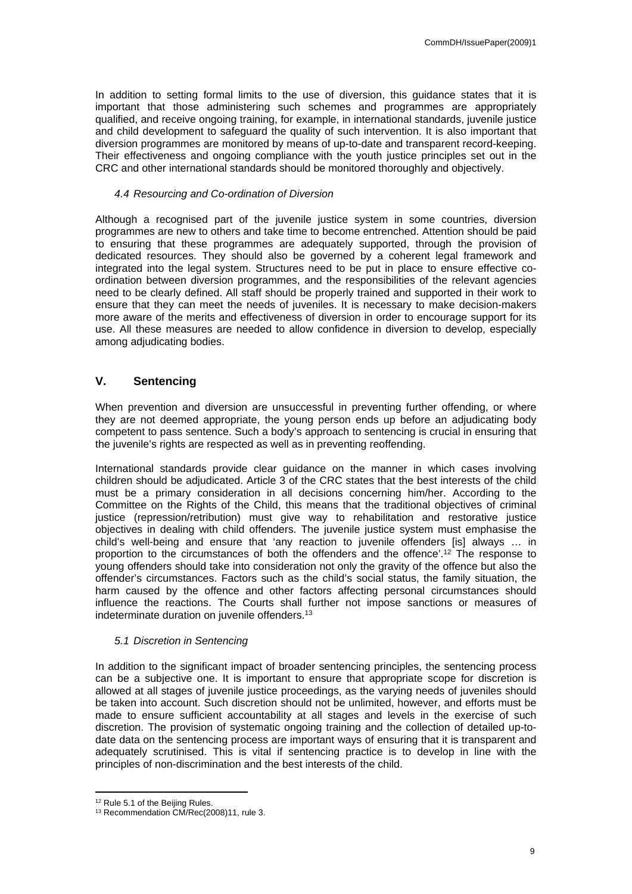In addition to setting formal limits to the use of diversion, this guidance states that it is important that those administering such schemes and programmes are appropriately qualified, and receive ongoing training, for example, in international standards, juvenile justice and child development to safeguard the quality of such intervention. It is also important that diversion programmes are monitored by means of up-to-date and transparent record-keeping. Their effectiveness and ongoing compliance with the youth justice principles set out in the CRC and other international standards should be monitored thoroughly and objectively.

### *4.4 Resourcing and Co-ordination of Diversion*

Although a recognised part of the juvenile justice system in some countries, diversion programmes are new to others and take time to become entrenched. Attention should be paid to ensuring that these programmes are adequately supported, through the provision of dedicated resources. They should also be governed by a coherent legal framework and integrated into the legal system. Structures need to be put in place to ensure effective co-ordination between diversion programmes, and the responsibilities of the relevant agencies need to be clearly defined. All staff should be properly trained and supported in their work to ensure that they can meet the needs of juveniles. It is necessary to make decision-makers more aware of the merits and effectiveness of diversion in order to encourage support for its use. All these measures are needed to allow confidence in diversion to develop, especially among adjudicating bodies.

## V. Sentencing

When prevention and diversion are unsuccessful in preventing further offending, or where they are not deemed appropriate, the young person ends up before an adjudicating body competent to pass sentence. Such a body's approach to sentencing is crucial in ensuring that the juvenile's rights are respected as well as in preventing reoffending.

International standards provide clear guidance on the manner in which cases involving children should be adjudicated. Article 3 of the CRC states that the best interests of the child must be a primary consideration in all decisions concerning him/her. According to the Committee on the Rights of the Child, this means that the traditional objectives of criminal justice (repression/retribution) must give way to rehabilitation and restorative justice objectives in dealing with child offenders. The juvenile justice system must emphasise the child's well-being and ensure that 'any reaction to juvenile offenders [is] always … in proportion to the circumstances of both the offenders and the offence'.[12] The response to young offenders should take into consideration not only the gravity of the offence but also the offender's circumstances. Factors such as the child's social status, the family situation, the harm caused by the offence and other factors affecting personal circumstances should influence the reactions. The Courts shall further not impose sanctions or measures of indeterminate duration on juvenile offenders.[13]

### *5.1 Discretion in Sentencing*

In addition to the significant impact of broader sentencing principles, the sentencing process can be a subjective one. It is important to ensure that appropriate scope for discretion is allowed at all stages of juvenile justice proceedings, as the varying needs of juveniles should be taken into account. Such discretion should not be unlimited, however, and efforts must be made to ensure sufficient accountability at all stages and levels in the exercise of such discretion. The provision of systematic ongoing training and the collection of detailed up-to-date data on the sentencing process are important ways of ensuring that it is transparent and adequately scrutinised. This is vital if sentencing practice is to develop in line with the principles of non-discrimination and the best interests of the child.

---

[12] Rule 5.1 of the Beijing Rules.

[13] Recommendation CM/Rec(2008)11, rule 3.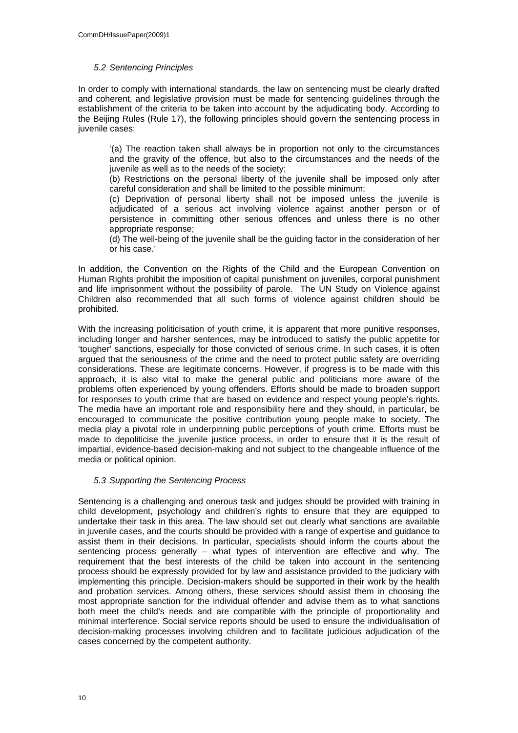### *5.2 Sentencing Principles*

In order to comply with international standards, the law on sentencing must be clearly drafted and coherent, and legislative provision must be made for sentencing guidelines through the establishment of the criteria to be taken into account by the adjudicating body. According to the Beijing Rules (Rule 17), the following principles should govern the sentencing process in juvenile cases:

> '(a) The reaction taken shall always be in proportion not only to the circumstances and the gravity of the offence, but also to the circumstances and the needs of the juvenile as well as to the needs of the society;
>
> (b) Restrictions on the personal liberty of the juvenile shall be imposed only after careful consideration and shall be limited to the possible minimum;
>
> (c) Deprivation of personal liberty shall not be imposed unless the juvenile is adjudicated of a serious act involving violence against another person or of persistence in committing other serious offences and unless there is no other appropriate response;
>
> (d) The well-being of the juvenile shall be the guiding factor in the consideration of her or his case.'

In addition, the Convention on the Rights of the Child and the European Convention on Human Rights prohibit the imposition of capital punishment on juveniles, corporal punishment and life imprisonment without the possibility of parole. The UN Study on Violence against Children also recommended that all such forms of violence against children should be prohibited.

With the increasing politicisation of youth crime, it is apparent that more punitive responses, including longer and harsher sentences, may be introduced to satisfy the public appetite for 'tougher' sanctions, especially for those convicted of serious crime. In such cases, it is often argued that the seriousness of the crime and the need to protect public safety are overriding considerations. These are legitimate concerns. However, if progress is to be made with this approach, it is also vital to make the general public and politicians more aware of the problems often experienced by young offenders. Efforts should be made to broaden support for responses to youth crime that are based on evidence and respect young people's rights. The media have an important role and responsibility here and they should, in particular, be encouraged to communicate the positive contribution young people make to society. The media play a pivotal role in underpinning public perceptions of youth crime. Efforts must be made to depoliticise the juvenile justice process, in order to ensure that it is the result of impartial, evidence-based decision-making and not subject to the changeable influence of the media or political opinion.

### *5.3 Supporting the Sentencing Process*

Sentencing is a challenging and onerous task and judges should be provided with training in child development, psychology and children's rights to ensure that they are equipped to undertake their task in this area. The law should set out clearly what sanctions are available in juvenile cases, and the courts should be provided with a range of expertise and guidance to assist them in their decisions. In particular, specialists should inform the courts about the sentencing process generally – what types of intervention are effective and why. The requirement that the best interests of the child be taken into account in the sentencing process should be expressly provided for by law and assistance provided to the judiciary with implementing this principle. Decision-makers should be supported in their work by the health and probation services. Among others, these services should assist them in choosing the most appropriate sanction for the individual offender and advise them as to what sanctions both meet the child's needs and are compatible with the principle of proportionality and minimal interference. Social service reports should be used to ensure the individualisation of decision-making processes involving children and to facilitate judicious adjudication of the cases concerned by the competent authority.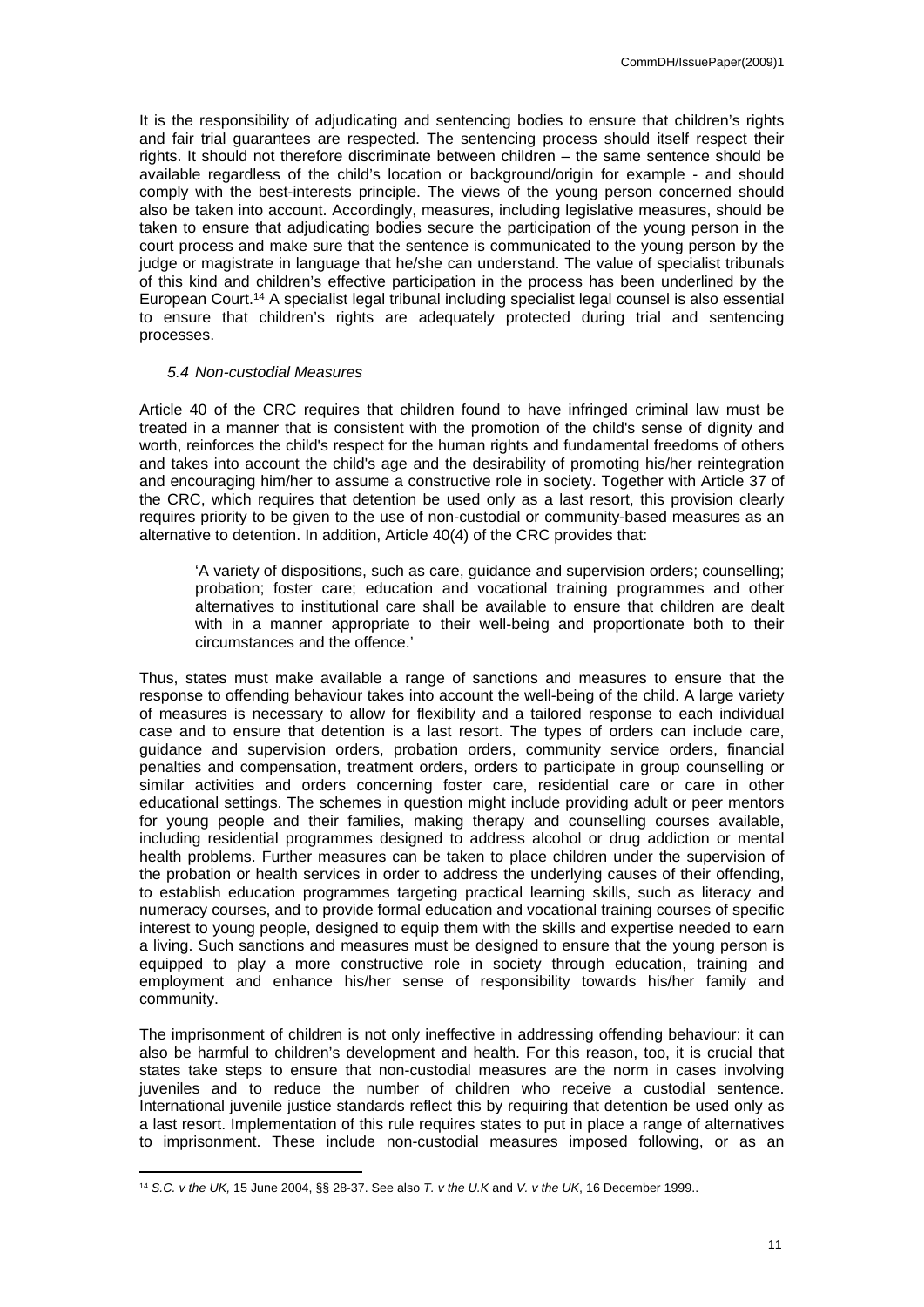It is the responsibility of adjudicating and sentencing bodies to ensure that children's rights and fair trial guarantees are respected. The sentencing process should itself respect their rights. It should not therefore discriminate between children – the same sentence should be available regardless of the child's location or background/origin for example - and should comply with the best-interests principle. The views of the young person concerned should also be taken into account. Accordingly, measures, including legislative measures, should be taken to ensure that adjudicating bodies secure the participation of the young person in the court process and make sure that the sentence is communicated to the young person by the judge or magistrate in language that he/she can understand. The value of specialist tribunals of this kind and children's effective participation in the process has been underlined by the European Court.[14] A specialist legal tribunal including specialist legal counsel is also essential to ensure that children's rights are adequately protected during trial and sentencing processes.

### *5.4 Non-custodial Measures*

Article 40 of the CRC requires that children found to have infringed criminal law must be treated in a manner that is consistent with the promotion of the child's sense of dignity and worth, reinforces the child's respect for the human rights and fundamental freedoms of others and takes into account the child's age and the desirability of promoting his/her reintegration and encouraging him/her to assume a constructive role in society. Together with Article 37 of the CRC, which requires that detention be used only as a last resort, this provision clearly requires priority to be given to the use of non-custodial or community-based measures as an alternative to detention. In addition, Article 40(4) of the CRC provides that:

> 'A variety of dispositions, such as care, guidance and supervision orders; counselling; probation; foster care; education and vocational training programmes and other alternatives to institutional care shall be available to ensure that children are dealt with in a manner appropriate to their well-being and proportionate both to their circumstances and the offence.'

Thus, states must make available a range of sanctions and measures to ensure that the response to offending behaviour takes into account the well-being of the child. A large variety of measures is necessary to allow for flexibility and a tailored response to each individual case and to ensure that detention is a last resort. The types of orders can include care, guidance and supervision orders, probation orders, community service orders, financial penalties and compensation, treatment orders, orders to participate in group counselling or similar activities and orders concerning foster care, residential care or care in other educational settings. The schemes in question might include providing adult or peer mentors for young people and their families, making therapy and counselling courses available, including residential programmes designed to address alcohol or drug addiction or mental health problems. Further measures can be taken to place children under the supervision of the probation or health services in order to address the underlying causes of their offending, to establish education programmes targeting practical learning skills, such as literacy and numeracy courses, and to provide formal education and vocational training courses of specific interest to young people, designed to equip them with the skills and expertise needed to earn a living. Such sanctions and measures must be designed to ensure that the young person is equipped to play a more constructive role in society through education, training and employment and enhance his/her sense of responsibility towards his/her family and community.

The imprisonment of children is not only ineffective in addressing offending behaviour: it can also be harmful to children's development and health. For this reason, too, it is crucial that states take steps to ensure that non-custodial measures are the norm in cases involving juveniles and to reduce the number of children who receive a custodial sentence. International juvenile justice standards reflect this by requiring that detention be used only as a last resort. Implementation of this rule requires states to put in place a range of alternatives to imprisonment. These include non-custodial measures imposed following, or as an

---

[14] *S.C. v the UK,* 15 June 2004, §§ 28-37. See also *T. v the U.K* and *V. v the UK*, 16 December 1999..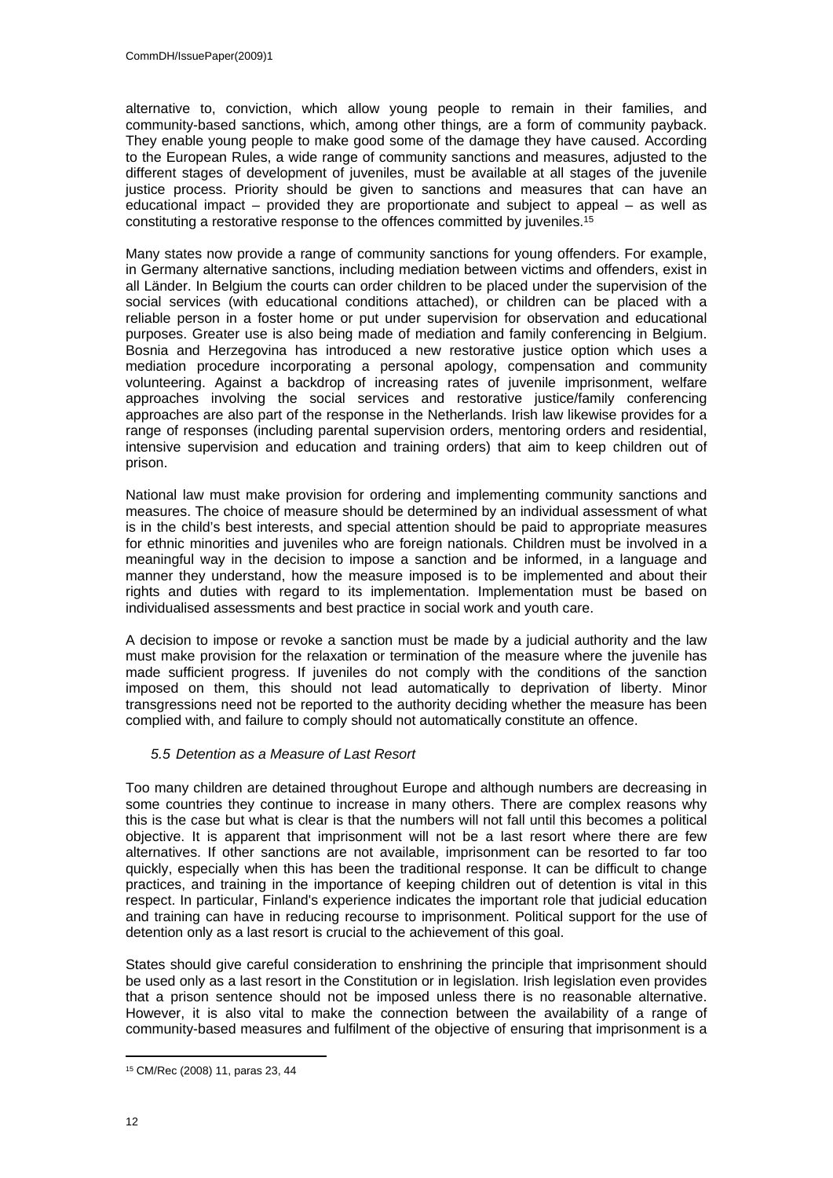alternative to, conviction, which allow young people to remain in their families, and community-based sanctions, which, among other things*,* are a form of community payback. They enable young people to make good some of the damage they have caused. According to the European Rules, a wide range of community sanctions and measures, adjusted to the different stages of development of juveniles, must be available at all stages of the juvenile justice process. Priority should be given to sanctions and measures that can have an educational impact – provided they are proportionate and subject to appeal – as well as constituting a restorative response to the offences committed by juveniles.[15]

Many states now provide a range of community sanctions for young offenders. For example, in Germany alternative sanctions, including mediation between victims and offenders, exist in all Länder. In Belgium the courts can order children to be placed under the supervision of the social services (with educational conditions attached), or children can be placed with a reliable person in a foster home or put under supervision for observation and educational purposes. Greater use is also being made of mediation and family conferencing in Belgium. Bosnia and Herzegovina has introduced a new restorative justice option which uses a mediation procedure incorporating a personal apology, compensation and community volunteering. Against a backdrop of increasing rates of juvenile imprisonment, welfare approaches involving the social services and restorative justice/family conferencing approaches are also part of the response in the Netherlands. Irish law likewise provides for a range of responses (including parental supervision orders, mentoring orders and residential, intensive supervision and education and training orders) that aim to keep children out of prison.

National law must make provision for ordering and implementing community sanctions and measures. The choice of measure should be determined by an individual assessment of what is in the child's best interests, and special attention should be paid to appropriate measures for ethnic minorities and juveniles who are foreign nationals. Children must be involved in a meaningful way in the decision to impose a sanction and be informed, in a language and manner they understand, how the measure imposed is to be implemented and about their rights and duties with regard to its implementation. Implementation must be based on individualised assessments and best practice in social work and youth care.

A decision to impose or revoke a sanction must be made by a judicial authority and the law must make provision for the relaxation or termination of the measure where the juvenile has made sufficient progress. If juveniles do not comply with the conditions of the sanction imposed on them, this should not lead automatically to deprivation of liberty. Minor transgressions need not be reported to the authority deciding whether the measure has been complied with, and failure to comply should not automatically constitute an offence.

### *5.5 Detention as a Measure of Last Resort*

Too many children are detained throughout Europe and although numbers are decreasing in some countries they continue to increase in many others. There are complex reasons why this is the case but what is clear is that the numbers will not fall until this becomes a political objective. It is apparent that imprisonment will not be a last resort where there are few alternatives. If other sanctions are not available, imprisonment can be resorted to far too quickly, especially when this has been the traditional response. It can be difficult to change practices, and training in the importance of keeping children out of detention is vital in this respect. In particular, Finland's experience indicates the important role that judicial education and training can have in reducing recourse to imprisonment. Political support for the use of detention only as a last resort is crucial to the achievement of this goal.

States should give careful consideration to enshrining the principle that imprisonment should be used only as a last resort in the Constitution or in legislation. Irish legislation even provides that a prison sentence should not be imposed unless there is no reasonable alternative. However, it is also vital to make the connection between the availability of a range of community-based measures and fulfilment of the objective of ensuring that imprisonment is a

---

[15] CM/Rec (2008) 11, paras 23, 44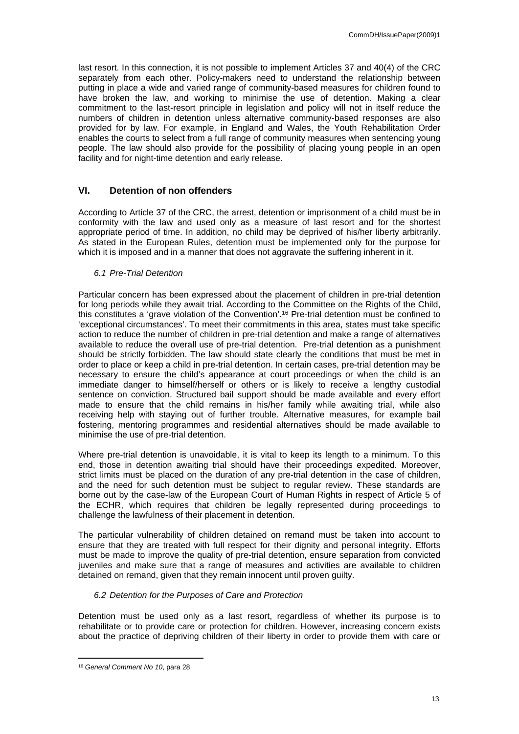last resort. In this connection, it is not possible to implement Articles 37 and 40(4) of the CRC separately from each other. Policy-makers need to understand the relationship between putting in place a wide and varied range of community-based measures for children found to have broken the law, and working to minimise the use of detention. Making a clear commitment to the last-resort principle in legislation and policy will not in itself reduce the numbers of children in detention unless alternative community-based responses are also provided for by law. For example, in England and Wales, the Youth Rehabilitation Order enables the courts to select from a full range of community measures when sentencing young people. The law should also provide for the possibility of placing young people in an open facility and for night-time detention and early release.

## VI. Detention of non offenders

According to Article 37 of the CRC, the arrest, detention or imprisonment of a child must be in conformity with the law and used only as a measure of last resort and for the shortest appropriate period of time. In addition, no child may be deprived of his/her liberty arbitrarily. As stated in the European Rules, detention must be implemented only for the purpose for which it is imposed and in a manner that does not aggravate the suffering inherent in it.

### *6.1 Pre-Trial Detention*

Particular concern has been expressed about the placement of children in pre-trial detention for long periods while they await trial. According to the Committee on the Rights of the Child, this constitutes a 'grave violation of the Convention'.[16] Pre-trial detention must be confined to 'exceptional circumstances'. To meet their commitments in this area, states must take specific action to reduce the number of children in pre-trial detention and make a range of alternatives available to reduce the overall use of pre-trial detention. Pre-trial detention as a punishment should be strictly forbidden. The law should state clearly the conditions that must be met in order to place or keep a child in pre-trial detention. In certain cases, pre-trial detention may be necessary to ensure the child's appearance at court proceedings or when the child is an immediate danger to himself/herself or others or is likely to receive a lengthy custodial sentence on conviction. Structured bail support should be made available and every effort made to ensure that the child remains in his/her family while awaiting trial, while also receiving help with staying out of further trouble. Alternative measures, for example bail fostering, mentoring programmes and residential alternatives should be made available to minimise the use of pre-trial detention.

Where pre-trial detention is unavoidable, it is vital to keep its length to a minimum. To this end, those in detention awaiting trial should have their proceedings expedited. Moreover, strict limits must be placed on the duration of any pre-trial detention in the case of children, and the need for such detention must be subject to regular review. These standards are borne out by the case-law of the European Court of Human Rights in respect of Article 5 of the ECHR, which requires that children be legally represented during proceedings to challenge the lawfulness of their placement in detention.

The particular vulnerability of children detained on remand must be taken into account to ensure that they are treated with full respect for their dignity and personal integrity. Efforts must be made to improve the quality of pre-trial detention, ensure separation from convicted juveniles and make sure that a range of measures and activities are available to children detained on remand, given that they remain innocent until proven guilty.

### *6.2 Detention for the Purposes of Care and Protection*

Detention must be used only as a last resort, regardless of whether its purpose is to rehabilitate or to provide care or protection for children. However, increasing concern exists about the practice of depriving children of their liberty in order to provide them with care or

---

[16] *General Comment No 10*, para 28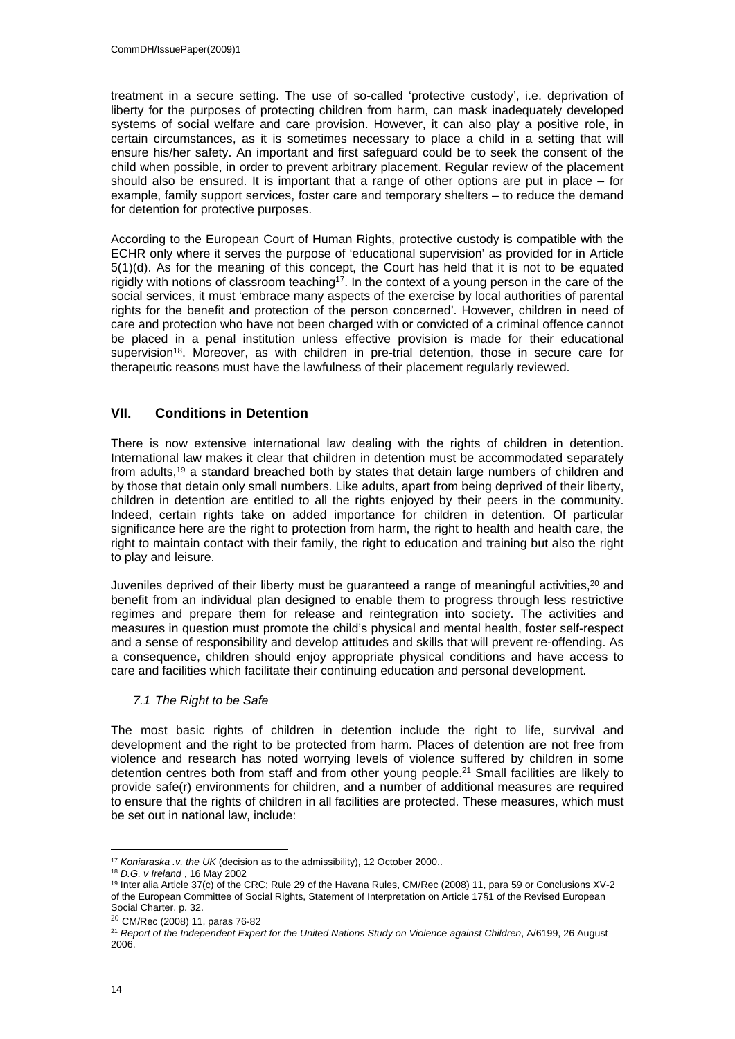treatment in a secure setting. The use of so-called 'protective custody', i.e. deprivation of liberty for the purposes of protecting children from harm, can mask inadequately developed systems of social welfare and care provision. However, it can also play a positive role, in certain circumstances, as it is sometimes necessary to place a child in a setting that will ensure his/her safety. An important and first safeguard could be to seek the consent of the child when possible, in order to prevent arbitrary placement. Regular review of the placement should also be ensured. It is important that a range of other options are put in place – for example, family support services, foster care and temporary shelters – to reduce the demand for detention for protective purposes.

According to the European Court of Human Rights, protective custody is compatible with the ECHR only where it serves the purpose of 'educational supervision' as provided for in Article 5(1)(d). As for the meaning of this concept, the Court has held that it is not to be equated rigidly with notions of classroom teaching[17]. In the context of a young person in the care of the social services, it must 'embrace many aspects of the exercise by local authorities of parental rights for the benefit and protection of the person concerned'. However, children in need of care and protection who have not been charged with or convicted of a criminal offence cannot be placed in a penal institution unless effective provision is made for their educational supervision[18]. Moreover, as with children in pre-trial detention, those in secure care for therapeutic reasons must have the lawfulness of their placement regularly reviewed.

## VII. Conditions in Detention

There is now extensive international law dealing with the rights of children in detention. International law makes it clear that children in detention must be accommodated separately from adults,[19] a standard breached both by states that detain large numbers of children and by those that detain only small numbers. Like adults, apart from being deprived of their liberty, children in detention are entitled to all the rights enjoyed by their peers in the community. Indeed, certain rights take on added importance for children in detention. Of particular significance here are the right to protection from harm, the right to health and health care, the right to maintain contact with their family, the right to education and training but also the right to play and leisure.

Juveniles deprived of their liberty must be guaranteed a range of meaningful activities,[20] and benefit from an individual plan designed to enable them to progress through less restrictive regimes and prepare them for release and reintegration into society. The activities and measures in question must promote the child's physical and mental health, foster self-respect and a sense of responsibility and develop attitudes and skills that will prevent re-offending. As a consequence, children should enjoy appropriate physical conditions and have access to care and facilities which facilitate their continuing education and personal development.

### *7.1 The Right to be Safe*

The most basic rights of children in detention include the right to life, survival and development and the right to be protected from harm. Places of detention are not free from violence and research has noted worrying levels of violence suffered by children in some detention centres both from staff and from other young people.[21] Small facilities are likely to provide safe(r) environments for children, and a number of additional measures are required to ensure that the rights of children in all facilities are protected. These measures, which must be set out in national law, include:

---

[17] *Koniaraska .v. the UK* (decision as to the admissibility), 12 October 2000..

[18] *D.G. v Ireland* , 16 May 2002

[19] Inter alia Article 37(c) of the CRC; Rule 29 of the Havana Rules, CM/Rec (2008) 11, para 59 or Conclusions XV-2 of the European Committee of Social Rights, Statement of Interpretation on Article 17§1 of the Revised European Social Charter, p. 32.

[20] CM/Rec (2008) 11, paras 76-82

[21] *Report of the Independent Expert for the United Nations Study on Violence against Children*, A/6199, 26 August 2006.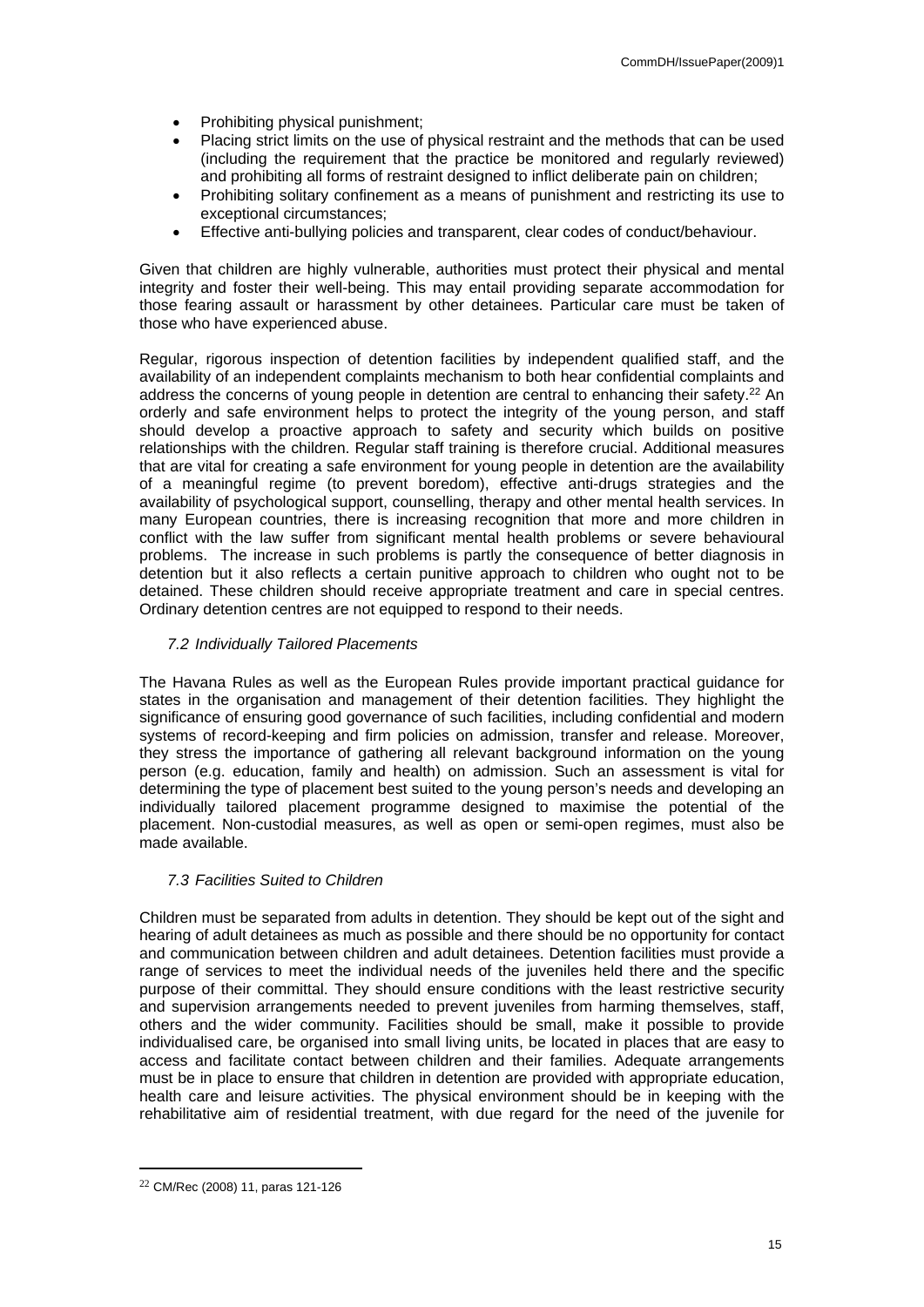- Prohibiting physical punishment;
- Placing strict limits on the use of physical restraint and the methods that can be used (including the requirement that the practice be monitored and regularly reviewed) and prohibiting all forms of restraint designed to inflict deliberate pain on children;
- Prohibiting solitary confinement as a means of punishment and restricting its use to exceptional circumstances;
- Effective anti-bullying policies and transparent, clear codes of conduct/behaviour.

Given that children are highly vulnerable, authorities must protect their physical and mental integrity and foster their well-being. This may entail providing separate accommodation for those fearing assault or harassment by other detainees. Particular care must be taken of those who have experienced abuse.

Regular, rigorous inspection of detention facilities by independent qualified staff, and the availability of an independent complaints mechanism to both hear confidential complaints and address the concerns of young people in detention are central to enhancing their safety.[22] An orderly and safe environment helps to protect the integrity of the young person, and staff should develop a proactive approach to safety and security which builds on positive relationships with the children. Regular staff training is therefore crucial. Additional measures that are vital for creating a safe environment for young people in detention are the availability of a meaningful regime (to prevent boredom), effective anti-drugs strategies and the availability of psychological support, counselling, therapy and other mental health services. In many European countries, there is increasing recognition that more and more children in conflict with the law suffer from significant mental health problems or severe behavioural problems. The increase in such problems is partly the consequence of better diagnosis in detention but it also reflects a certain punitive approach to children who ought not to be detained. These children should receive appropriate treatment and care in special centres. Ordinary detention centres are not equipped to respond to their needs.

### *7.2 Individually Tailored Placements*

The Havana Rules as well as the European Rules provide important practical guidance for states in the organisation and management of their detention facilities. They highlight the significance of ensuring good governance of such facilities, including confidential and modern systems of record-keeping and firm policies on admission, transfer and release. Moreover, they stress the importance of gathering all relevant background information on the young person (e.g. education, family and health) on admission. Such an assessment is vital for determining the type of placement best suited to the young person's needs and developing an individually tailored placement programme designed to maximise the potential of the placement. Non-custodial measures, as well as open or semi-open regimes, must also be made available.

### *7.3 Facilities Suited to Children*

Children must be separated from adults in detention. They should be kept out of the sight and hearing of adult detainees as much as possible and there should be no opportunity for contact and communication between children and adult detainees. Detention facilities must provide a range of services to meet the individual needs of the juveniles held there and the specific purpose of their committal. They should ensure conditions with the least restrictive security and supervision arrangements needed to prevent juveniles from harming themselves, staff, others and the wider community. Facilities should be small, make it possible to provide individualised care, be organised into small living units, be located in places that are easy to access and facilitate contact between children and their families. Adequate arrangements must be in place to ensure that children in detention are provided with appropriate education, health care and leisure activities. The physical environment should be in keeping with the rehabilitative aim of residential treatment, with due regard for the need of the juvenile for

---

[22] CM/Rec (2008) 11, paras 121-126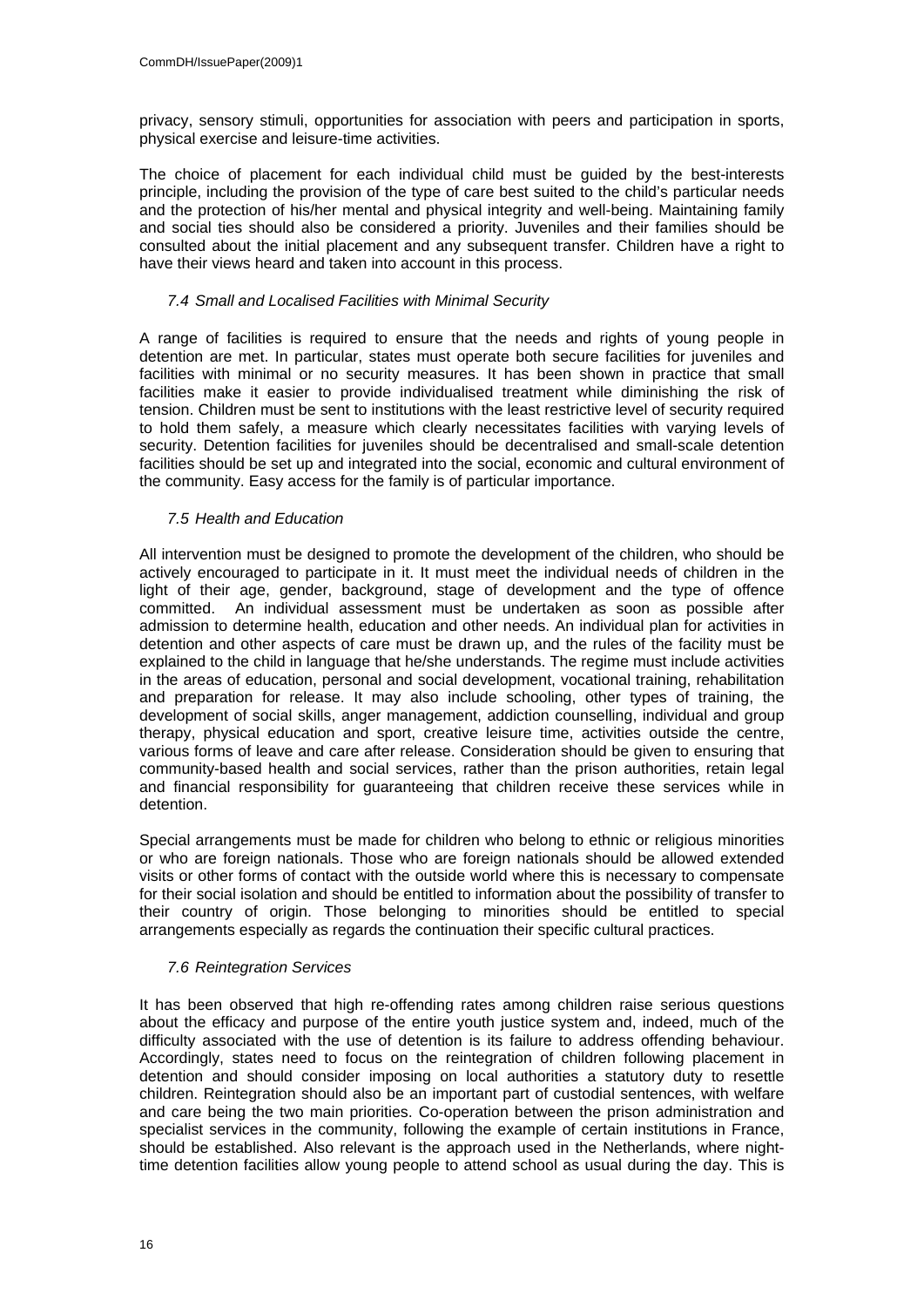privacy, sensory stimuli, opportunities for association with peers and participation in sports, physical exercise and leisure-time activities.

The choice of placement for each individual child must be guided by the best-interests principle, including the provision of the type of care best suited to the child's particular needs and the protection of his/her mental and physical integrity and well-being. Maintaining family and social ties should also be considered a priority. Juveniles and their families should be consulted about the initial placement and any subsequent transfer. Children have a right to have their views heard and taken into account in this process.

### *7.4 Small and Localised Facilities with Minimal Security*

A range of facilities is required to ensure that the needs and rights of young people in detention are met. In particular, states must operate both secure facilities for juveniles and facilities with minimal or no security measures. It has been shown in practice that small facilities make it easier to provide individualised treatment while diminishing the risk of tension. Children must be sent to institutions with the least restrictive level of security required to hold them safely, a measure which clearly necessitates facilities with varying levels of security. Detention facilities for juveniles should be decentralised and small-scale detention facilities should be set up and integrated into the social, economic and cultural environment of the community. Easy access for the family is of particular importance.

### *7.5 Health and Education*

All intervention must be designed to promote the development of the children, who should be actively encouraged to participate in it. It must meet the individual needs of children in the light of their age, gender, background, stage of development and the type of offence committed. An individual assessment must be undertaken as soon as possible after admission to determine health, education and other needs. An individual plan for activities in detention and other aspects of care must be drawn up, and the rules of the facility must be explained to the child in language that he/she understands. The regime must include activities in the areas of education, personal and social development, vocational training, rehabilitation and preparation for release. It may also include schooling, other types of training, the development of social skills, anger management, addiction counselling, individual and group therapy, physical education and sport, creative leisure time, activities outside the centre, various forms of leave and care after release. Consideration should be given to ensuring that community-based health and social services, rather than the prison authorities, retain legal and financial responsibility for guaranteeing that children receive these services while in detention.

Special arrangements must be made for children who belong to ethnic or religious minorities or who are foreign nationals. Those who are foreign nationals should be allowed extended visits or other forms of contact with the outside world where this is necessary to compensate for their social isolation and should be entitled to information about the possibility of transfer to their country of origin. Those belonging to minorities should be entitled to special arrangements especially as regards the continuation their specific cultural practices.

### *7.6 Reintegration Services*

It has been observed that high re-offending rates among children raise serious questions about the efficacy and purpose of the entire youth justice system and, indeed, much of the difficulty associated with the use of detention is its failure to address offending behaviour. Accordingly, states need to focus on the reintegration of children following placement in detention and should consider imposing on local authorities a statutory duty to resettle children. Reintegration should also be an important part of custodial sentences, with welfare and care being the two main priorities. Co-operation between the prison administration and specialist services in the community, following the example of certain institutions in France, should be established. Also relevant is the approach used in the Netherlands, where night-time detention facilities allow young people to attend school as usual during the day. This is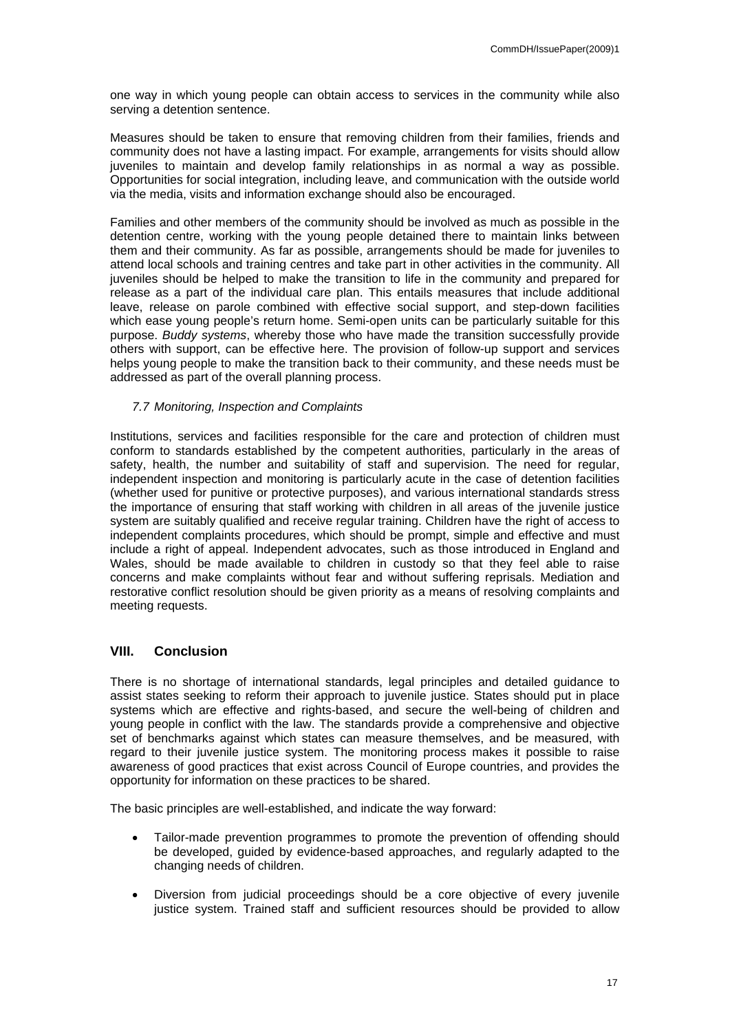one way in which young people can obtain access to services in the community while also serving a detention sentence.

Measures should be taken to ensure that removing children from their families, friends and community does not have a lasting impact. For example, arrangements for visits should allow juveniles to maintain and develop family relationships in as normal a way as possible. Opportunities for social integration, including leave, and communication with the outside world via the media, visits and information exchange should also be encouraged.

Families and other members of the community should be involved as much as possible in the detention centre, working with the young people detained there to maintain links between them and their community. As far as possible, arrangements should be made for juveniles to attend local schools and training centres and take part in other activities in the community. All juveniles should be helped to make the transition to life in the community and prepared for release as a part of the individual care plan. This entails measures that include additional leave, release on parole combined with effective social support, and step-down facilities which ease young people's return home. Semi-open units can be particularly suitable for this purpose. *Buddy systems*, whereby those who have made the transition successfully provide others with support, can be effective here. The provision of follow-up support and services helps young people to make the transition back to their community, and these needs must be addressed as part of the overall planning process.

### *7.7 Monitoring, Inspection and Complaints*

Institutions, services and facilities responsible for the care and protection of children must conform to standards established by the competent authorities, particularly in the areas of safety, health, the number and suitability of staff and supervision. The need for regular, independent inspection and monitoring is particularly acute in the case of detention facilities (whether used for punitive or protective purposes), and various international standards stress the importance of ensuring that staff working with children in all areas of the juvenile justice system are suitably qualified and receive regular training. Children have the right of access to independent complaints procedures, which should be prompt, simple and effective and must include a right of appeal. Independent advocates, such as those introduced in England and Wales, should be made available to children in custody so that they feel able to raise concerns and make complaints without fear and without suffering reprisals. Mediation and restorative conflict resolution should be given priority as a means of resolving complaints and meeting requests.

## VIII. Conclusion

There is no shortage of international standards, legal principles and detailed guidance to assist states seeking to reform their approach to juvenile justice. States should put in place systems which are effective and rights-based, and secure the well-being of children and young people in conflict with the law. The standards provide a comprehensive and objective set of benchmarks against which states can measure themselves, and be measured, with regard to their juvenile justice system. The monitoring process makes it possible to raise awareness of good practices that exist across Council of Europe countries, and provides the opportunity for information on these practices to be shared.

The basic principles are well-established, and indicate the way forward:

- Tailor-made prevention programmes to promote the prevention of offending should be developed, guided by evidence-based approaches, and regularly adapted to the changing needs of children.

- Diversion from judicial proceedings should be a core objective of every juvenile justice system. Trained staff and sufficient resources should be provided to allow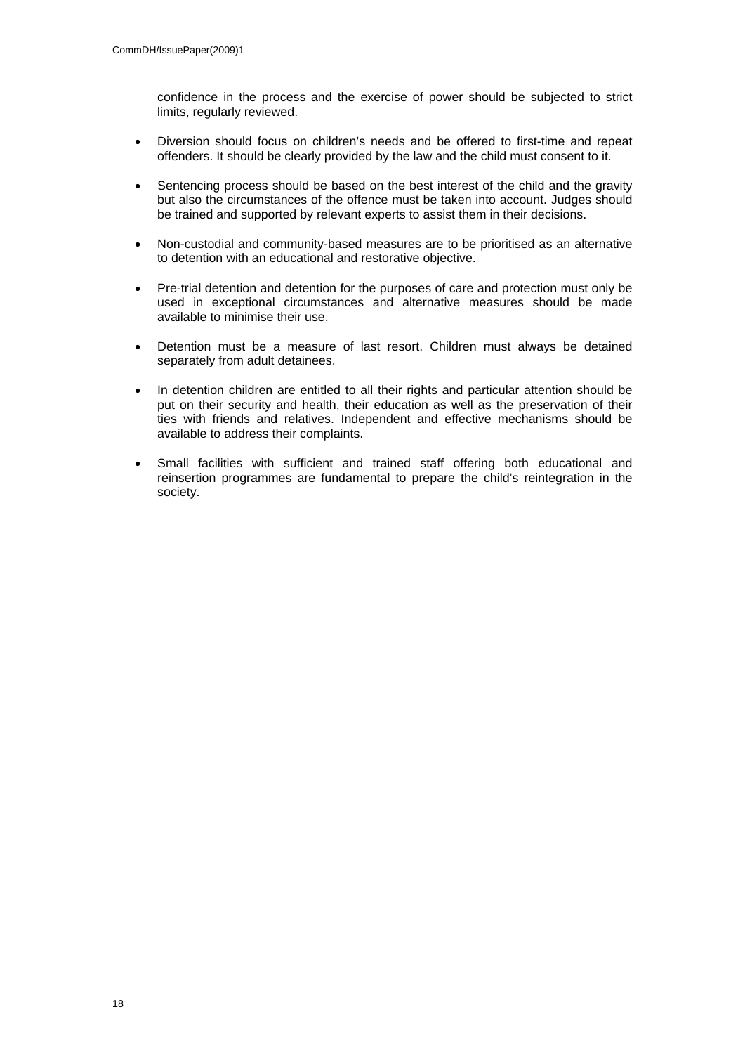confidence in the process and the exercise of power should be subjected to strict limits, regularly reviewed.

- Diversion should focus on children's needs and be offered to first-time and repeat offenders. It should be clearly provided by the law and the child must consent to it.

- Sentencing process should be based on the best interest of the child and the gravity but also the circumstances of the offence must be taken into account. Judges should be trained and supported by relevant experts to assist them in their decisions.

- Non-custodial and community-based measures are to be prioritised as an alternative to detention with an educational and restorative objective.

- Pre-trial detention and detention for the purposes of care and protection must only be used in exceptional circumstances and alternative measures should be made available to minimise their use.

- Detention must be a measure of last resort. Children must always be detained separately from adult detainees.

- In detention children are entitled to all their rights and particular attention should be put on their security and health, their education as well as the preservation of their ties with friends and relatives. Independent and effective mechanisms should be available to address their complaints.

- Small facilities with sufficient and trained staff offering both educational and reinsertion programmes are fundamental to prepare the child's reintegration in the society.